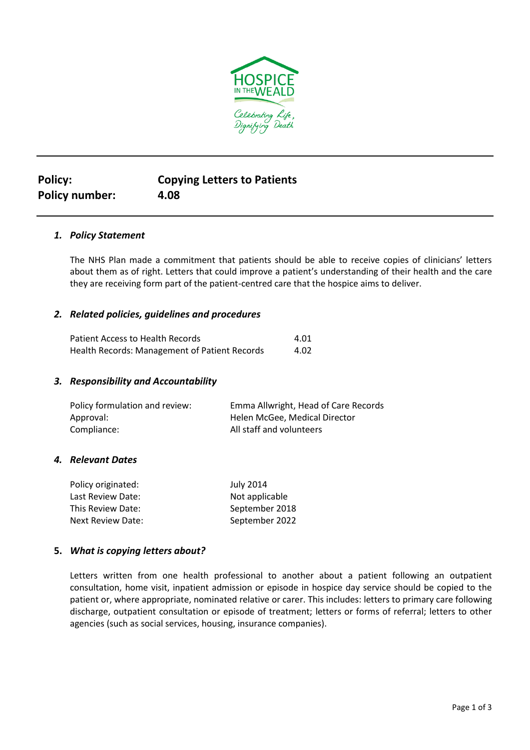| Policy: | Copying Letters to Patients |
|---|---|
| Policy number: | 4.08 |

## 1. *Policy Statement*

The NHS Plan made a commitment that patients should be able to receive copies of clinicians' letters about them as of right. Letters that could improve a patient's understanding of their health and the care they are receiving form part of the patient-centred care that the hospice aims to deliver.

## 2. *Related policies, guidelines and procedures*

| | |
|---|---|
| Patient Access to Health Records | 4.01 |
| Health Records: Management of Patient Records | 4.02 |

## 3. *Responsibility and Accountability*

| | |
|---|---|
| Policy formulation and review: | Emma Allwright, Head of Care Records |
| Approval: | Helen McGee, Medical Director |
| Compliance: | All staff and volunteers |

## 4. *Relevant Dates*

| | |
|---|---|
| Policy originated: | July 2014 |
| Last Review Date: | Not applicable |
| This Review Date: | September 2018 |
| Next Review Date: | September 2022 |

## 5. *What is copying letters about?*

Letters written from one health professional to another about a patient following an outpatient consultation, home visit, inpatient admission or episode in hospice day service should be copied to the patient or, where appropriate, nominated relative or carer. This includes: letters to primary care following discharge, outpatient consultation or episode of treatment; letters or forms of referral; letters to other agencies (such as social services, housing, insurance companies).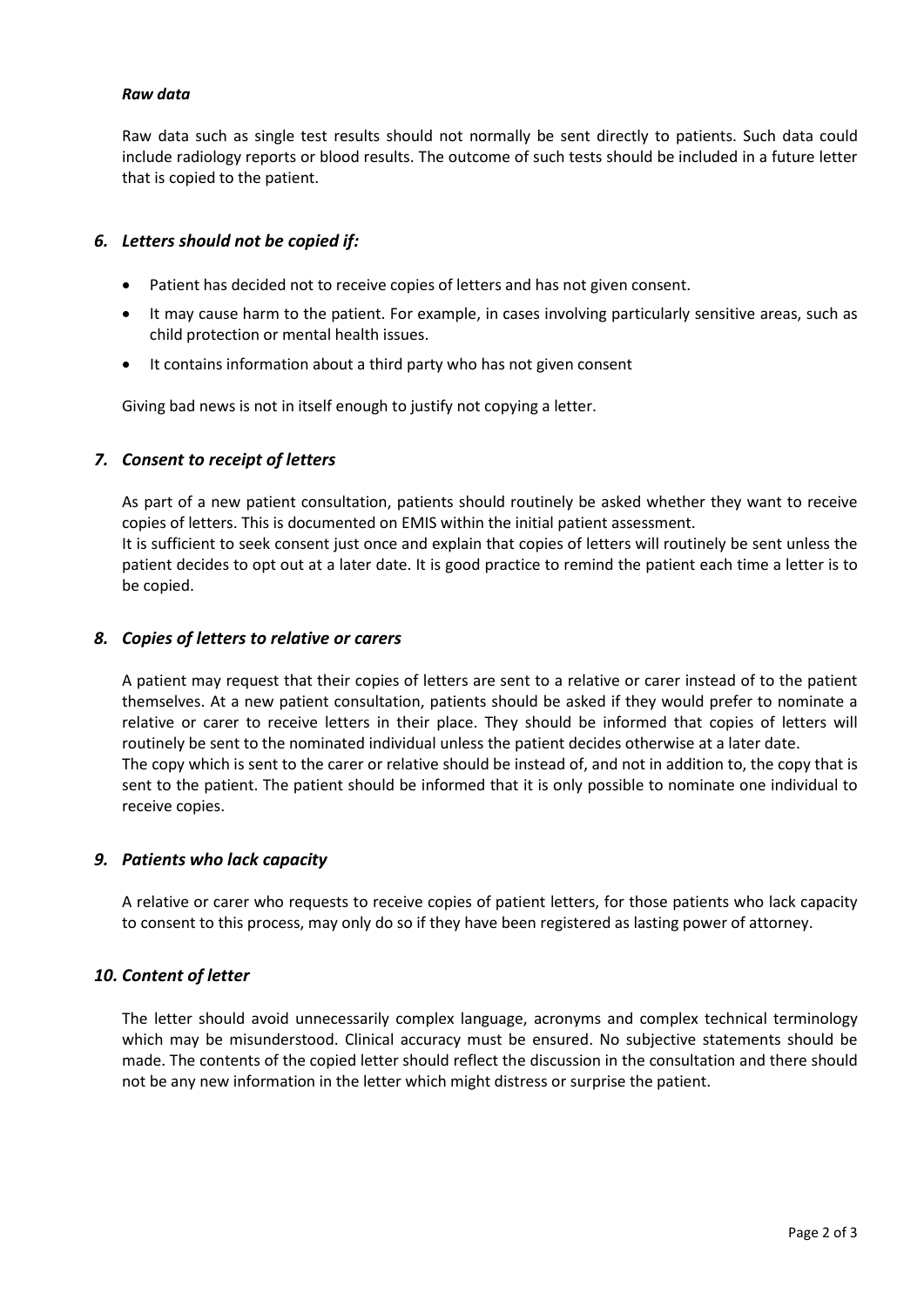#### *Raw data*

Raw data such as single test results should not normally be sent directly to patients. Such data could include radiology reports or blood results. The outcome of such tests should be included in a future letter that is copied to the patient.

### *6. Letters should not be copied if:*

- Patient has decided not to receive copies of letters and has not given consent.
- It may cause harm to the patient. For example, in cases involving particularly sensitive areas, such as child protection or mental health issues.
- It contains information about a third party who has not given consent

Giving bad news is not in itself enough to justify not copying a letter.

### *7. Consent to receipt of letters*

As part of a new patient consultation, patients should routinely be asked whether they want to receive copies of letters. This is documented on EMIS within the initial patient assessment.
It is sufficient to seek consent just once and explain that copies of letters will routinely be sent unless the patient decides to opt out at a later date. It is good practice to remind the patient each time a letter is to be copied.

### *8. Copies of letters to relative or carers*

A patient may request that their copies of letters are sent to a relative or carer instead of to the patient themselves. At a new patient consultation, patients should be asked if they would prefer to nominate a relative or carer to receive letters in their place. They should be informed that copies of letters will routinely be sent to the nominated individual unless the patient decides otherwise at a later date.
The copy which is sent to the carer or relative should be instead of, and not in addition to, the copy that is sent to the patient. The patient should be informed that it is only possible to nominate one individual to receive copies.

### *9. Patients who lack capacity*

A relative or carer who requests to receive copies of patient letters, for those patients who lack capacity to consent to this process, may only do so if they have been registered as lasting power of attorney.

### *10. Content of letter*

The letter should avoid unnecessarily complex language, acronyms and complex technical terminology which may be misunderstood. Clinical accuracy must be ensured. No subjective statements should be made. The contents of the copied letter should reflect the discussion in the consultation and there should not be any new information in the letter which might distress or surprise the patient.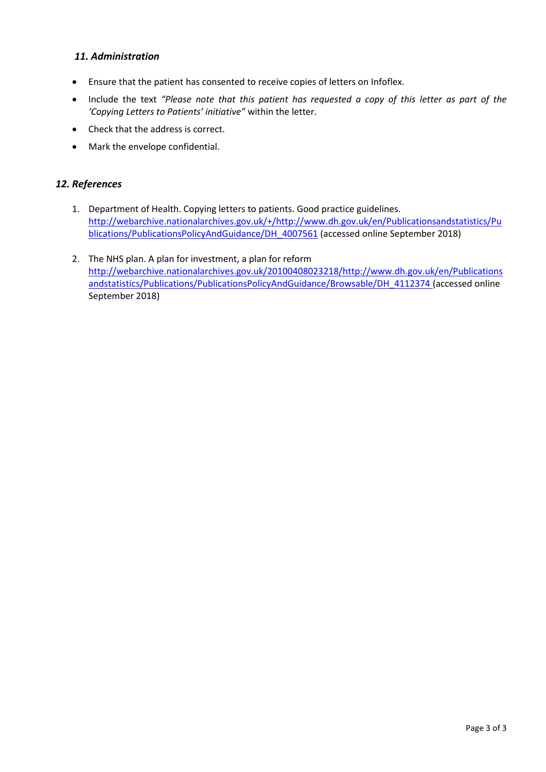### *11. Administration*

- Ensure that the patient has consented to receive copies of letters on Infoflex.
- Include the text *"Please note that this patient has requested a copy of this letter as part of the 'Copying Letters to Patients' initiative"* within the letter.
- Check that the address is correct.
- Mark the envelope confidential.

### *12. References*

1. Department of Health. Copying letters to patients. Good practice guidelines. http://webarchive.nationalarchives.gov.uk/+/http://www.dh.gov.uk/en/Publicationsandstatistics/Publications/PublicationsPolicyAndGuidance/DH_4007561 (accessed online September 2018)

2. The NHS plan. A plan for investment, a plan for reform http://webarchive.nationalarchives.gov.uk/20100408023218/http://www.dh.gov.uk/en/Publicationsandstatistics/Publications/PublicationsPolicyAndGuidance/Browsable/DH_4112374 (accessed online September 2018)